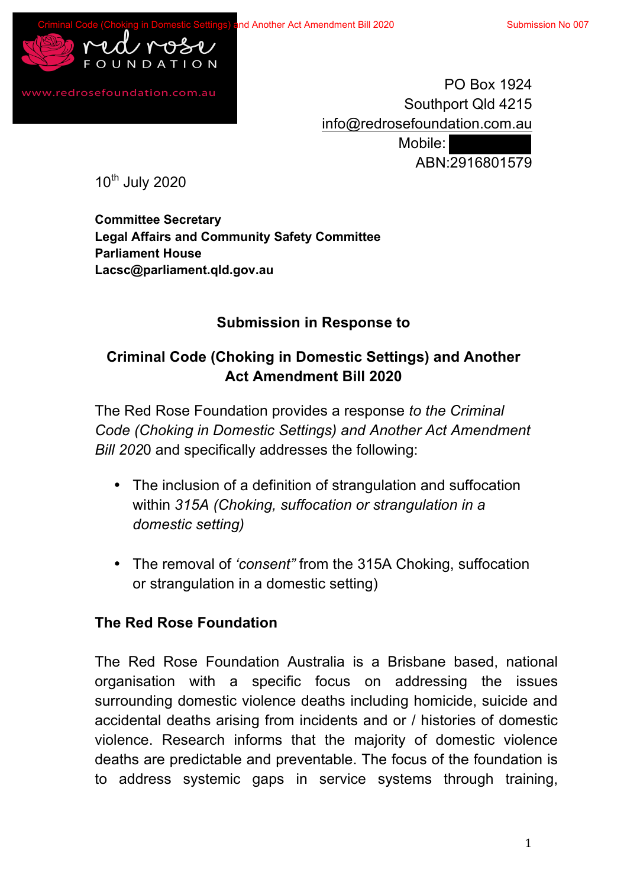red rose FOUNDATION

www.redrosefoundation.com.au

PO Box 1924
Southport Qld 4215
info@redrosefoundation.com.au
Mobile:
ABN:2916801579

10th July 2020

**Committee Secretary**
**Legal Affairs and Community Safety Committee**
**Parliament House**
**Lacsc@parliament.qld.gov.au**

**Submission in Response to**

**Criminal Code (Choking in Domestic Settings) and Another Act Amendment Bill 2020**

The Red Rose Foundation provides a response *to the Criminal Code (Choking in Domestic Settings) and Another Act Amendment Bill 202*0 and specifically addresses the following:

- The inclusion of a definition of strangulation and suffocation within *315A (Choking, suffocation or strangulation in a domestic setting)*
- The removal of *'consent"* from the 315A Choking, suffocation or strangulation in a domestic setting)

**The Red Rose Foundation**

The Red Rose Foundation Australia is a Brisbane based, national organisation with a specific focus on addressing the issues surrounding domestic violence deaths including homicide, suicide and accidental deaths arising from incidents and or / histories of domestic violence. Research informs that the majority of domestic violence deaths are predictable and preventable. The focus of the foundation is to address systemic gaps in service systems through training,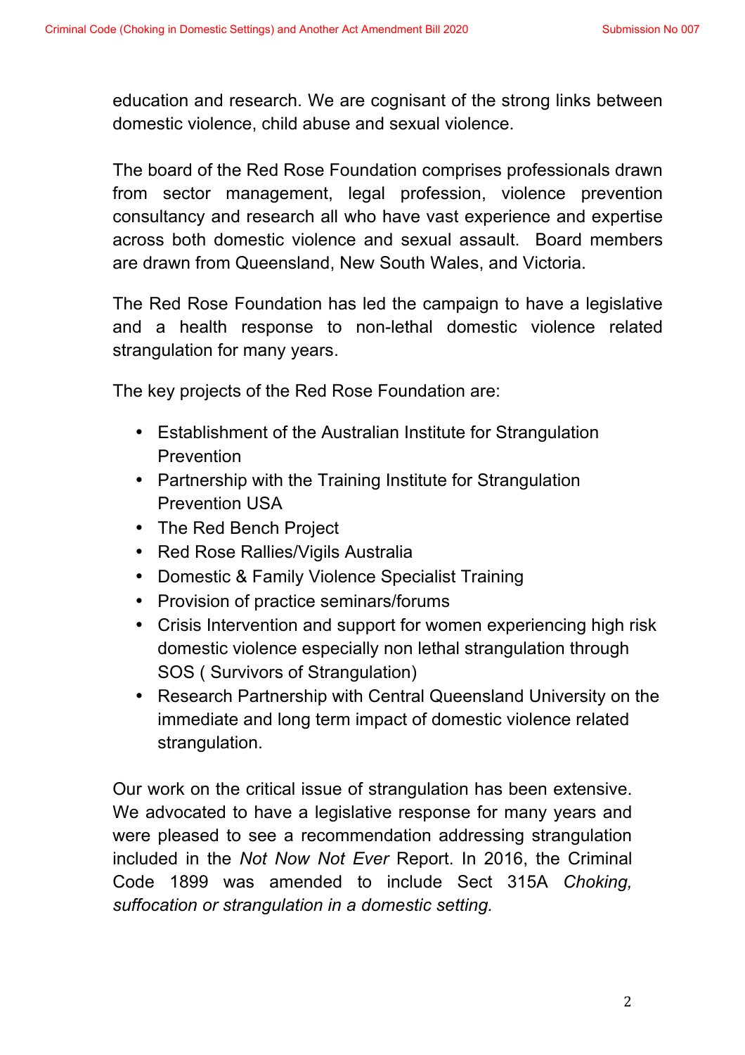education and research. We are cognisant of the strong links between domestic violence, child abuse and sexual violence.

The board of the Red Rose Foundation comprises professionals drawn from sector management, legal profession, violence prevention consultancy and research all who have vast experience and expertise across both domestic violence and sexual assault. Board members are drawn from Queensland, New South Wales, and Victoria.

The Red Rose Foundation has led the campaign to have a legislative and a health response to non-lethal domestic violence related strangulation for many years.

The key projects of the Red Rose Foundation are:

- Establishment of the Australian Institute for Strangulation Prevention
- Partnership with the Training Institute for Strangulation Prevention USA
- The Red Bench Project
- Red Rose Rallies/Vigils Australia
- Domestic & Family Violence Specialist Training
- Provision of practice seminars/forums
- Crisis Intervention and support for women experiencing high risk domestic violence especially non lethal strangulation through SOS ( Survivors of Strangulation)
- Research Partnership with Central Queensland University on the immediate and long term impact of domestic violence related strangulation.

Our work on the critical issue of strangulation has been extensive. We advocated to have a legislative response for many years and were pleased to see a recommendation addressing strangulation included in the *Not Now Not Ever* Report. In 2016, the Criminal Code 1899 was amended to include Sect 315A *Choking, suffocation or strangulation in a domestic setting.*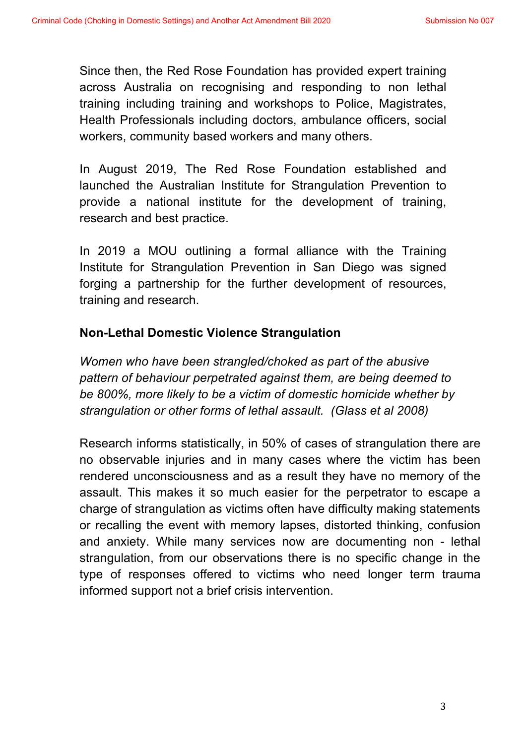Since then, the Red Rose Foundation has provided expert training across Australia on recognising and responding to non lethal training including training and workshops to Police, Magistrates, Health Professionals including doctors, ambulance officers, social workers, community based workers and many others.

In August 2019, The Red Rose Foundation established and launched the Australian Institute for Strangulation Prevention to provide a national institute for the development of training, research and best practice.

In 2019 a MOU outlining a formal alliance with the Training Institute for Strangulation Prevention in San Diego was signed forging a partnership for the further development of resources, training and research.

## Non-Lethal Domestic Violence Strangulation

*Women who have been strangled/choked as part of the abusive pattern of behaviour perpetrated against them, are being deemed to be 800%, more likely to be a victim of domestic homicide whether by strangulation or other forms of lethal assault. (Glass et al 2008)*

Research informs statistically, in 50% of cases of strangulation there are no observable injuries and in many cases where the victim has been rendered unconsciousness and as a result they have no memory of the assault. This makes it so much easier for the perpetrator to escape a charge of strangulation as victims often have difficulty making statements or recalling the event with memory lapses, distorted thinking, confusion and anxiety. While many services now are documenting non - lethal strangulation, from our observations there is no specific change in the type of responses offered to victims who need longer term trauma informed support not a brief crisis intervention.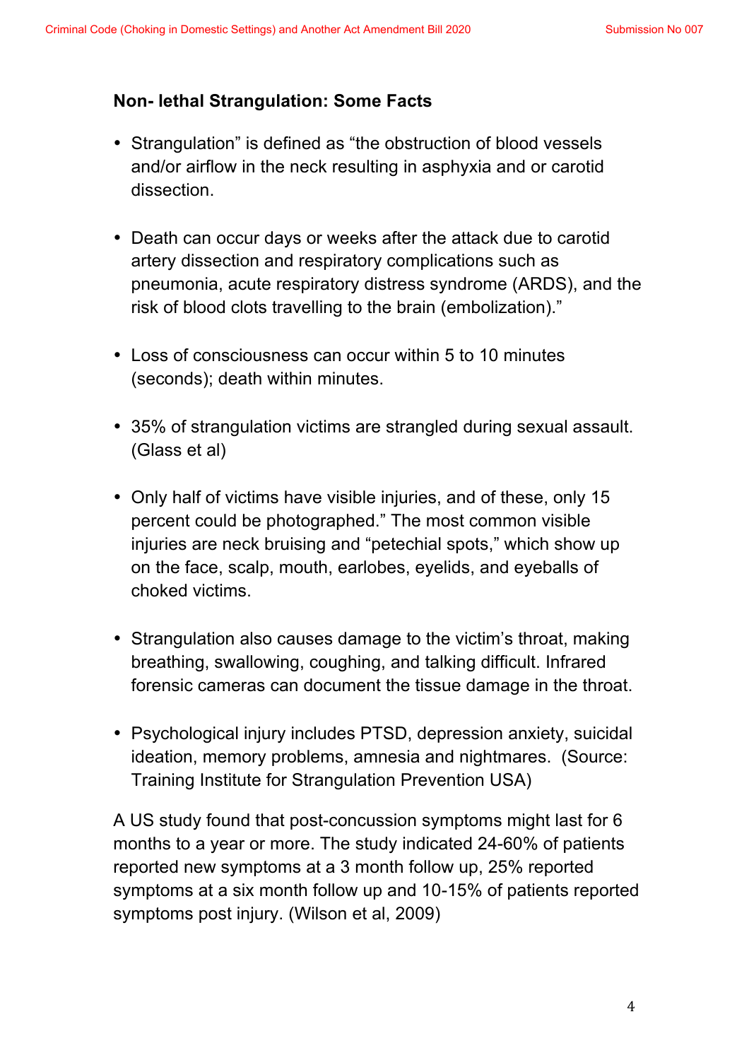**Non- lethal Strangulation: Some Facts**

- Strangulation" is defined as "the obstruction of blood vessels and/or airflow in the neck resulting in asphyxia and or carotid dissection.
- Death can occur days or weeks after the attack due to carotid artery dissection and respiratory complications such as pneumonia, acute respiratory distress syndrome (ARDS), and the risk of blood clots travelling to the brain (embolization)."
- Loss of consciousness can occur within 5 to 10 minutes (seconds); death within minutes.
- 35% of strangulation victims are strangled during sexual assault. (Glass et al)
- Only half of victims have visible injuries, and of these, only 15 percent could be photographed." The most common visible injuries are neck bruising and "petechial spots," which show up on the face, scalp, mouth, earlobes, eyelids, and eyeballs of choked victims.
- Strangulation also causes damage to the victim's throat, making breathing, swallowing, coughing, and talking difficult. Infrared forensic cameras can document the tissue damage in the throat.
- Psychological injury includes PTSD, depression anxiety, suicidal ideation, memory problems, amnesia and nightmares. (Source: Training Institute for Strangulation Prevention USA)

A US study found that post-concussion symptoms might last for 6 months to a year or more. The study indicated 24-60% of patients reported new symptoms at a 3 month follow up, 25% reported symptoms at a six month follow up and 10-15% of patients reported symptoms post injury. (Wilson et al, 2009)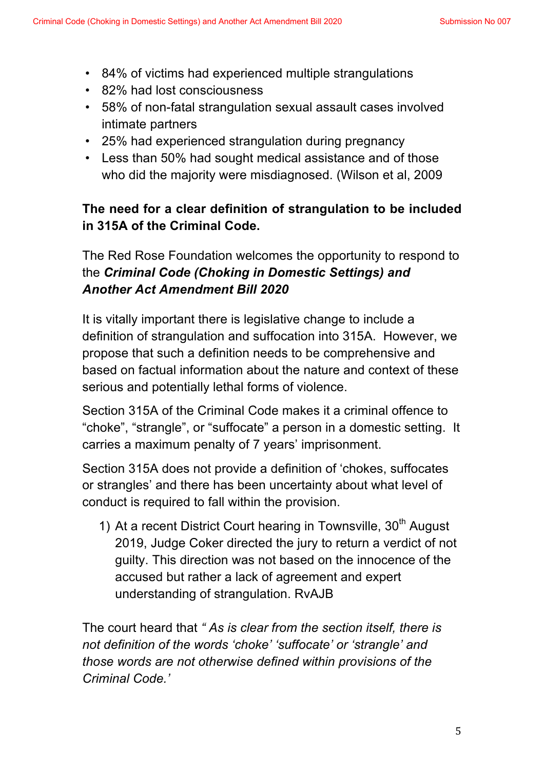- 84% of victims had experienced multiple strangulations
- 82% had lost consciousness
- 58% of non-fatal strangulation sexual assault cases involved intimate partners
- 25% had experienced strangulation during pregnancy
- Less than 50% had sought medical assistance and of those who did the majority were misdiagnosed. (Wilson et al, 2009

**The need for a clear definition of strangulation to be included in 315A of the Criminal Code.**

The Red Rose Foundation welcomes the opportunity to respond to the ***Criminal Code (Choking in Domestic Settings) and Another Act Amendment Bill 2020***

It is vitally important there is legislative change to include a definition of strangulation and suffocation into 315A. However, we propose that such a definition needs to be comprehensive and based on factual information about the nature and context of these serious and potentially lethal forms of violence.

Section 315A of the Criminal Code makes it a criminal offence to "choke", "strangle", or "suffocate" a person in a domestic setting. It carries a maximum penalty of 7 years' imprisonment.

Section 315A does not provide a definition of 'chokes, suffocates or strangles' and there has been uncertainty about what level of conduct is required to fall within the provision.

1) At a recent District Court hearing in Townsville, 30th August 2019, Judge Coker directed the jury to return a verdict of not guilty. This direction was not based on the innocence of the accused but rather a lack of agreement and expert understanding of strangulation. RvAJB

The court heard that *" As is clear from the section itself, there is not definition of the words 'choke' 'suffocate' or 'strangle' and those words are not otherwise defined within provisions of the Criminal Code.'*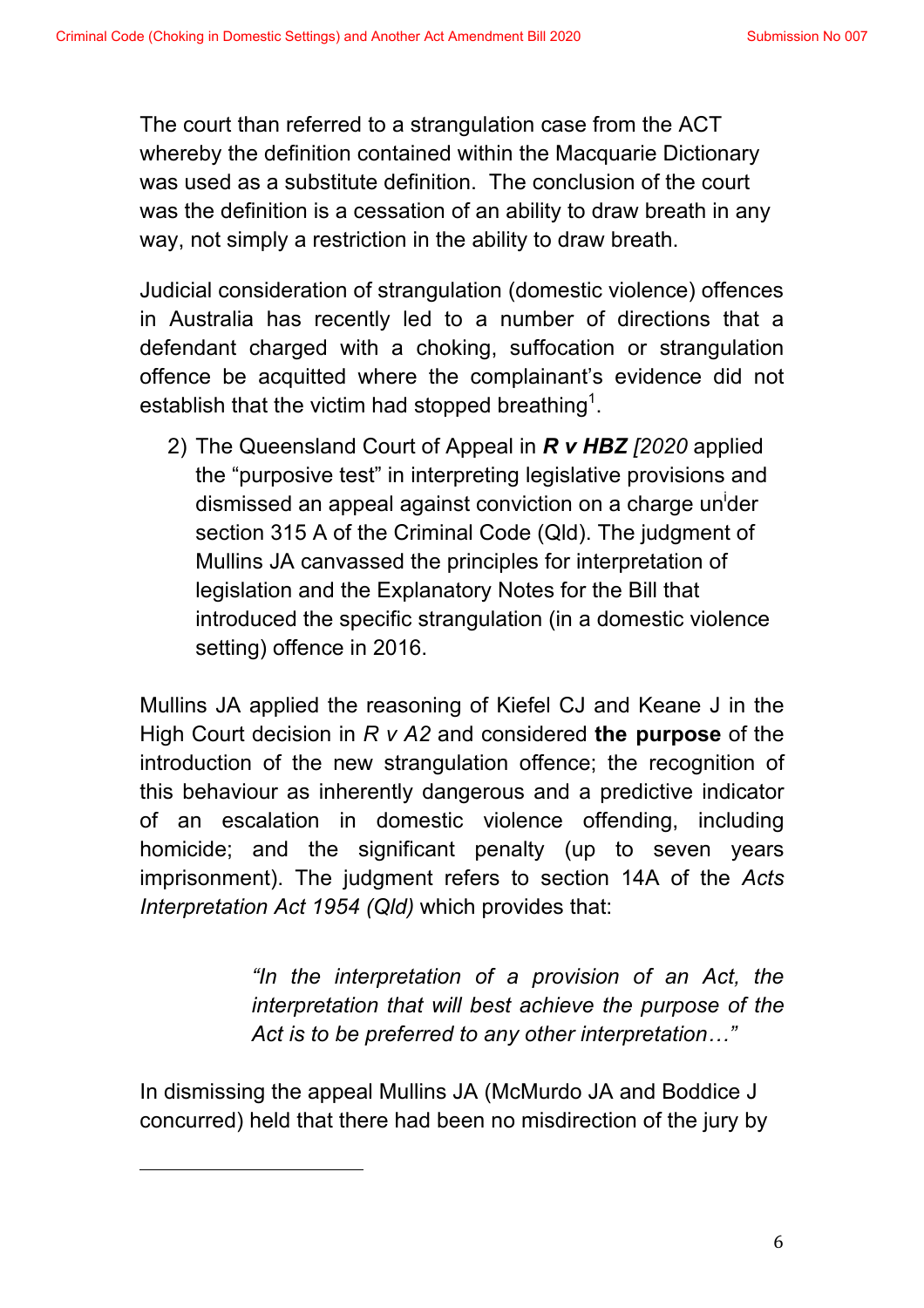The court than referred to a strangulation case from the ACT whereby the definition contained within the Macquarie Dictionary was used as a substitute definition. The conclusion of the court was the definition is a cessation of an ability to draw breath in any way, not simply a restriction in the ability to draw breath.

Judicial consideration of strangulation (domestic violence) offences in Australia has recently led to a number of directions that a defendant charged with a choking, suffocation or strangulation offence be acquitted where the complainant's evidence did not establish that the victim had stopped breathing[1].

2) The Queensland Court of Appeal in ***R v HBZ*** *[2020* applied the "purposive test" in interpreting legislative provisions and dismissed an appeal against conviction on a charge un[i]der section 315 A of the Criminal Code (Qld). The judgment of Mullins JA canvassed the principles for interpretation of legislation and the Explanatory Notes for the Bill that introduced the specific strangulation (in a domestic violence setting) offence in 2016.

Mullins JA applied the reasoning of Kiefel CJ and Keane J in the High Court decision in *R v A2* and considered **the purpose** of the introduction of the new strangulation offence; the recognition of this behaviour as inherently dangerous and a predictive indicator of an escalation in domestic violence offending, including homicide; and the significant penalty (up to seven years imprisonment). The judgment refers to section 14A of the *Acts Interpretation Act 1954 (Qld)* which provides that:

> *"In the interpretation of a provision of an Act, the interpretation that will best achieve the purpose of the Act is to be preferred to any other interpretation…"*

In dismissing the appeal Mullins JA (McMurdo JA and Boddice J concurred) held that there had been no misdirection of the jury by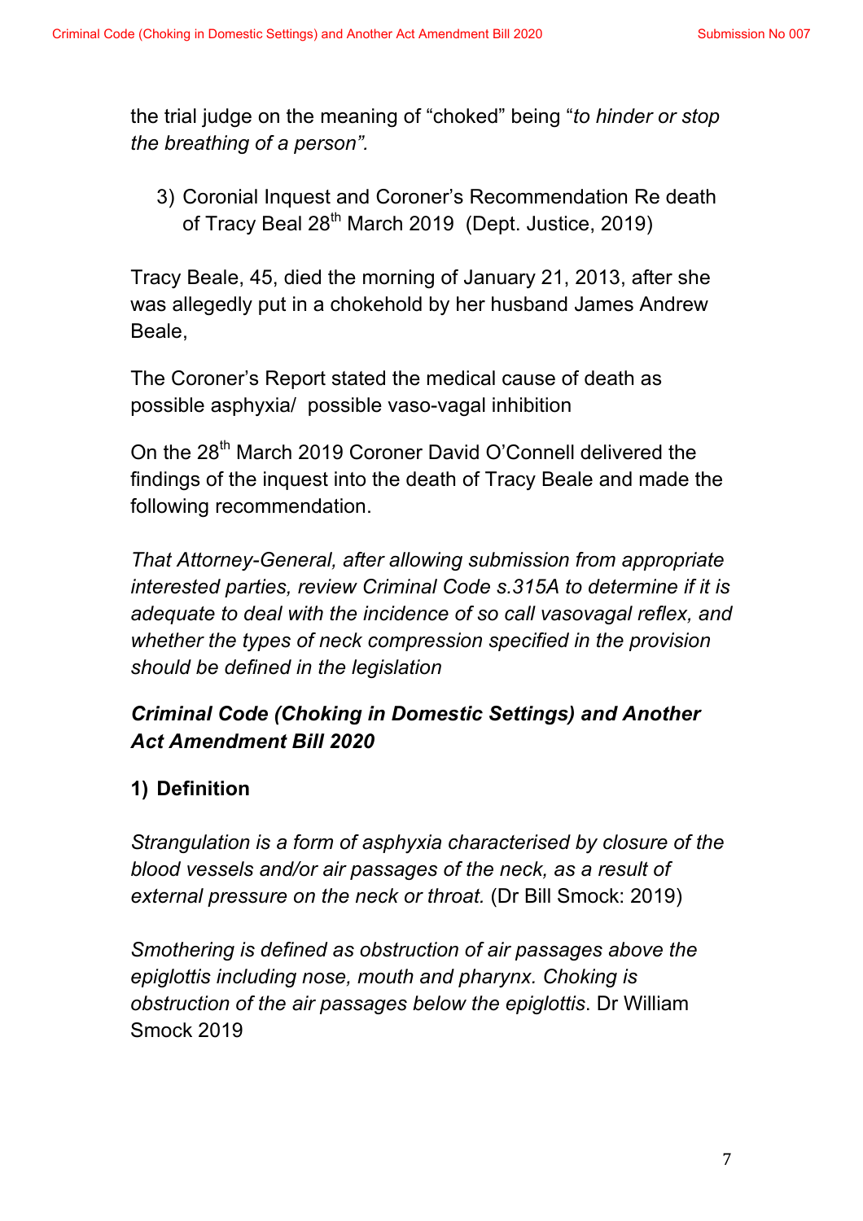the trial judge on the meaning of "choked" being "*to hinder or stop the breathing of a person".*

3) Coronial Inquest and Coroner's Recommendation Re death of Tracy Beal 28th March 2019 (Dept. Justice, 2019)

Tracy Beale, 45, died the morning of January 21, 2013, after she was allegedly put in a chokehold by her husband James Andrew Beale,

The Coroner's Report stated the medical cause of death as possible asphyxia/ possible vaso-vagal inhibition

On the 28th March 2019 Coroner David O'Connell delivered the findings of the inquest into the death of Tracy Beale and made the following recommendation.

*That Attorney-General, after allowing submission from appropriate interested parties, review Criminal Code s.315A to determine if it is adequate to deal with the incidence of so call vasovagal reflex, and whether the types of neck compression specified in the provision should be defined in the legislation*

***Criminal Code (Choking in Domestic Settings) and Another Act Amendment Bill 2020***

**1) Definition**

*Strangulation is a form of asphyxia characterised by closure of the blood vessels and/or air passages of the neck, as a result of external pressure on the neck or throat.* (Dr Bill Smock: 2019)

*Smothering is defined as obstruction of air passages above the epiglottis including nose, mouth and pharynx. Choking is obstruction of the air passages below the epiglottis*. Dr William Smock 2019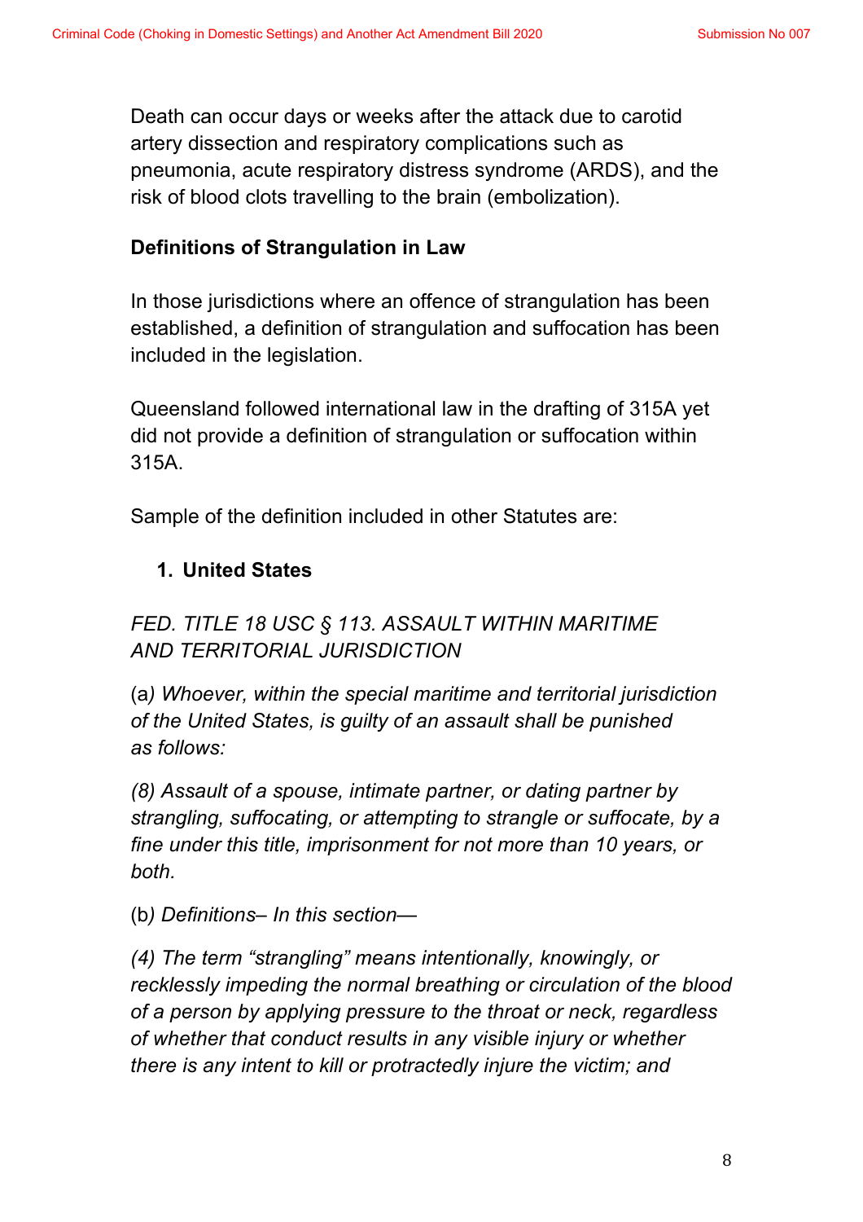Death can occur days or weeks after the attack due to carotid artery dissection and respiratory complications such as pneumonia, acute respiratory distress syndrome (ARDS), and the risk of blood clots travelling to the brain (embolization).

**Definitions of Strangulation in Law**

In those jurisdictions where an offence of strangulation has been established, a definition of strangulation and suffocation has been included in the legislation.

Queensland followed international law in the drafting of 315A yet did not provide a definition of strangulation or suffocation within 315A.

Sample of the definition included in other Statutes are:

1. **United States**

*FED. TITLE 18 USC § 113. ASSAULT WITHIN MARITIME AND TERRITORIAL JURISDICTION*

(a*) Whoever, within the special maritime and territorial jurisdiction of the United States, is guilty of an assault shall be punished as follows:*

*(8) Assault of a spouse, intimate partner, or dating partner by strangling, suffocating, or attempting to strangle or suffocate, by a fine under this title, imprisonment for not more than 10 years, or both.*

(b*) Definitions– In this section—*

*(4) The term "strangling" means intentionally, knowingly, or recklessly impeding the normal breathing or circulation of the blood of a person by applying pressure to the throat or neck, regardless of whether that conduct results in any visible injury or whether there is any intent to kill or protractedly injure the victim; and*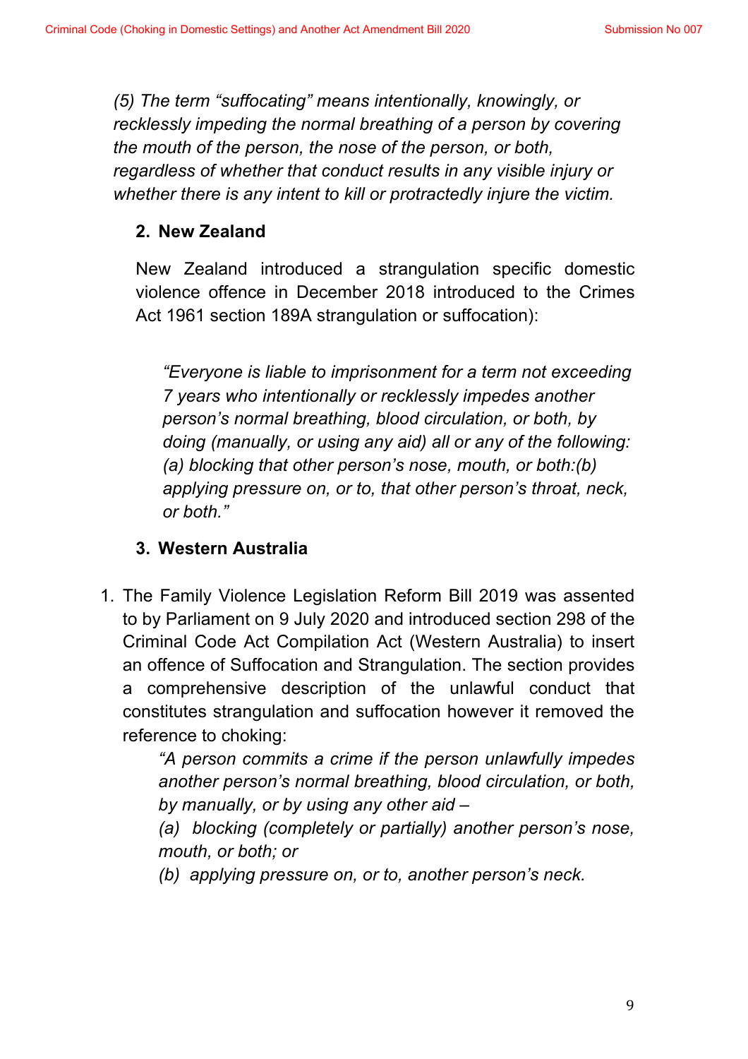*(5) The term "suffocating" means intentionally, knowingly, or recklessly impeding the normal breathing of a person by covering the mouth of the person, the nose of the person, or both, regardless of whether that conduct results in any visible injury or whether there is any intent to kill or protractedly injure the victim.*

**2. New Zealand**

New Zealand introduced a strangulation specific domestic violence offence in December 2018 introduced to the Crimes Act 1961 section 189A strangulation or suffocation):

> *"Everyone is liable to imprisonment for a term not exceeding 7 years who intentionally or recklessly impedes another person's normal breathing, blood circulation, or both, by doing (manually, or using any aid) all or any of the following: (a) blocking that other person's nose, mouth, or both:(b) applying pressure on, or to, that other person's throat, neck, or both."*

**3. Western Australia**

1. The Family Violence Legislation Reform Bill 2019 was assented to by Parliament on 9 July 2020 and introduced section 298 of the Criminal Code Act Compilation Act (Western Australia) to insert an offence of Suffocation and Strangulation. The section provides a comprehensive description of the unlawful conduct that constitutes strangulation and suffocation however it removed the reference to choking:

   > *"A person commits a crime if the person unlawfully impedes another person's normal breathing, blood circulation, or both, by manually, or by using any other aid –*
   >
   > *(a) blocking (completely or partially) another person's nose, mouth, or both; or*
   >
   > *(b) applying pressure on, or to, another person's neck.*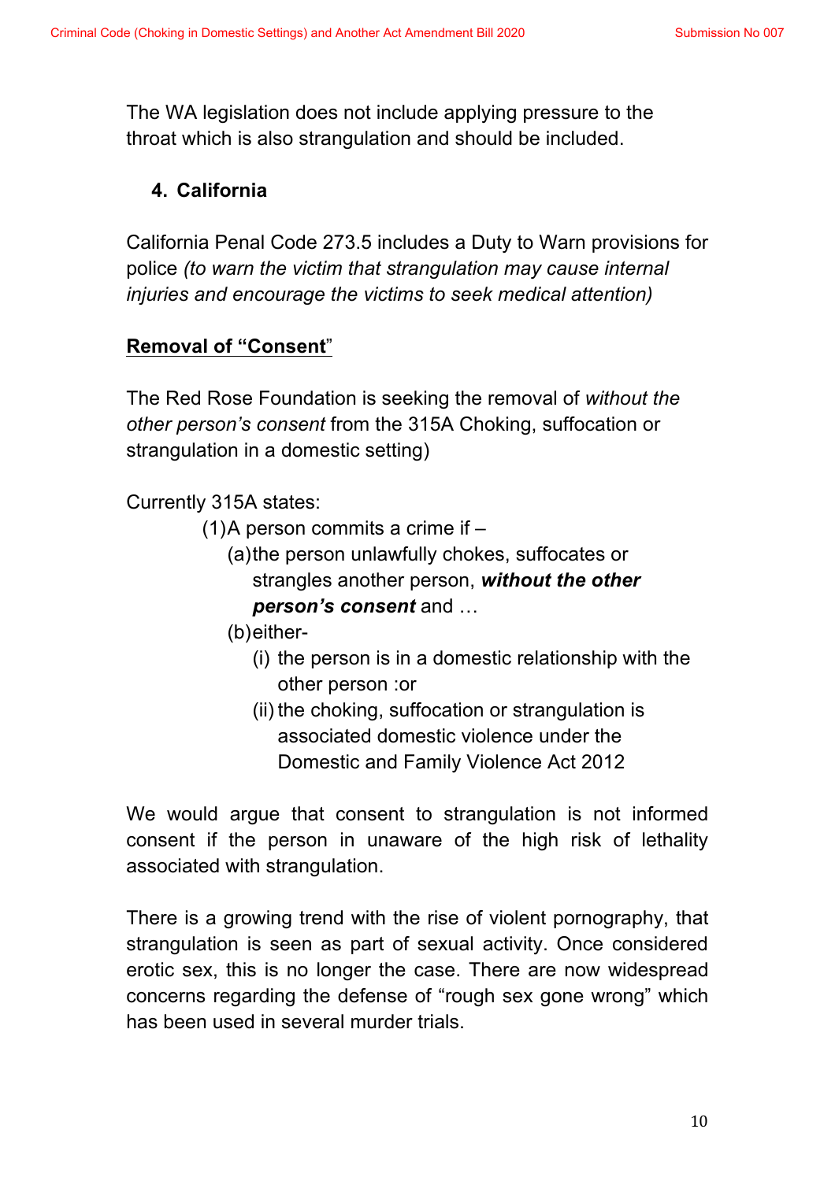The WA legislation does not include applying pressure to the throat which is also strangulation and should be included.

## 4. California

California Penal Code 273.5 includes a Duty to Warn provisions for police *(to warn the victim that strangulation may cause internal injuries and encourage the victims to seek medical attention)*

## Removal of "Consent"

The Red Rose Foundation is seeking the removal of *without the other person's consent* from the 315A Choking, suffocation or strangulation in a domestic setting)

Currently 315A states:

(1)A person commits a crime if –

(a)the person unlawfully chokes, suffocates or strangles another person, ***without the other person's consent*** and …

(b)either-

(i) the person is in a domestic relationship with the other person :or

(ii) the choking, suffocation or strangulation is associated domestic violence under the Domestic and Family Violence Act 2012

We would argue that consent to strangulation is not informed consent if the person in unaware of the high risk of lethality associated with strangulation.

There is a growing trend with the rise of violent pornography, that strangulation is seen as part of sexual activity. Once considered erotic sex, this is no longer the case. There are now widespread concerns regarding the defense of "rough sex gone wrong" which has been used in several murder trials.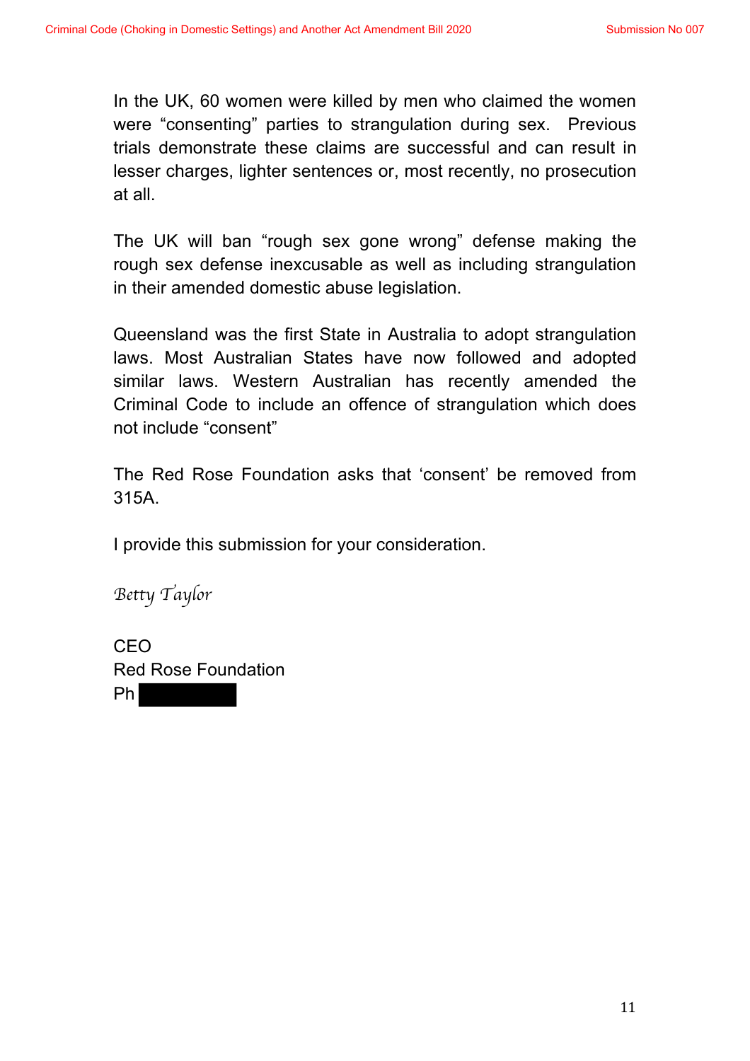In the UK, 60 women were killed by men who claimed the women were "consenting" parties to strangulation during sex. Previous trials demonstrate these claims are successful and can result in lesser charges, lighter sentences or, most recently, no prosecution at all.

The UK will ban "rough sex gone wrong" defense making the rough sex defense inexcusable as well as including strangulation in their amended domestic abuse legislation.

Queensland was the first State in Australia to adopt strangulation laws. Most Australian States have now followed and adopted similar laws. Western Australian has recently amended the Criminal Code to include an offence of strangulation which does not include "consent"

The Red Rose Foundation asks that 'consent' be removed from 315A.

I provide this submission for your consideration.

*Betty Taylor*

CEO
Red Rose Foundation
Ph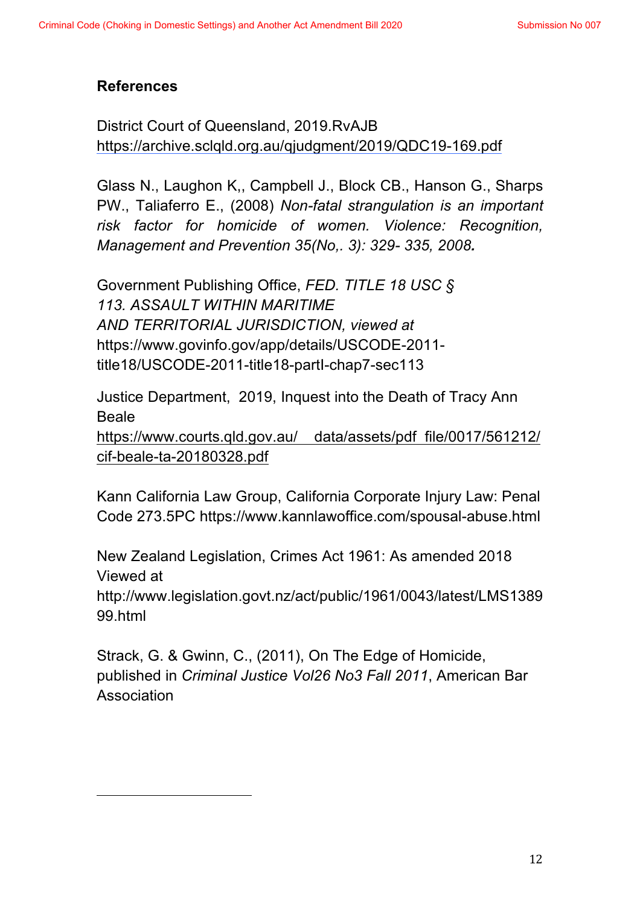## References

District Court of Queensland, 2019.RvAJB https://archive.sclqld.org.au/qjudgment/2019/QDC19-169.pdf

Glass N., Laughon K,, Campbell J., Block CB., Hanson G., Sharps PW., Taliaferro E., (2008) *Non-fatal strangulation is an important risk factor for homicide of women. Violence: Recognition, Management and Prevention 35(No,. 3): 329- 335, 2008.*

Government Publishing Office, *FED. TITLE 18 USC § 113. ASSAULT WITHIN MARITIME AND TERRITORIAL JURISDICTION, viewed at* https://www.govinfo.gov/app/details/USCODE-2011-title18/USCODE-2011-title18-partI-chap7-sec113

Justice Department, 2019, Inquest into the Death of Tracy Ann Beale https://www.courts.qld.gov.au/__data/assets/pdf_file/0017/561212/cif-beale-ta-20180328.pdf

Kann California Law Group, California Corporate Injury Law: Penal Code 273.5PC https://www.kannlawoffice.com/spousal-abuse.html

New Zealand Legislation, Crimes Act 1961: As amended 2018 Viewed at http://www.legislation.govt.nz/act/public/1961/0043/latest/LMS138999.html

Strack, G. & Gwinn, C., (2011), On The Edge of Homicide, published in *Criminal Justice Vol26 No3 Fall 2011*, American Bar Association